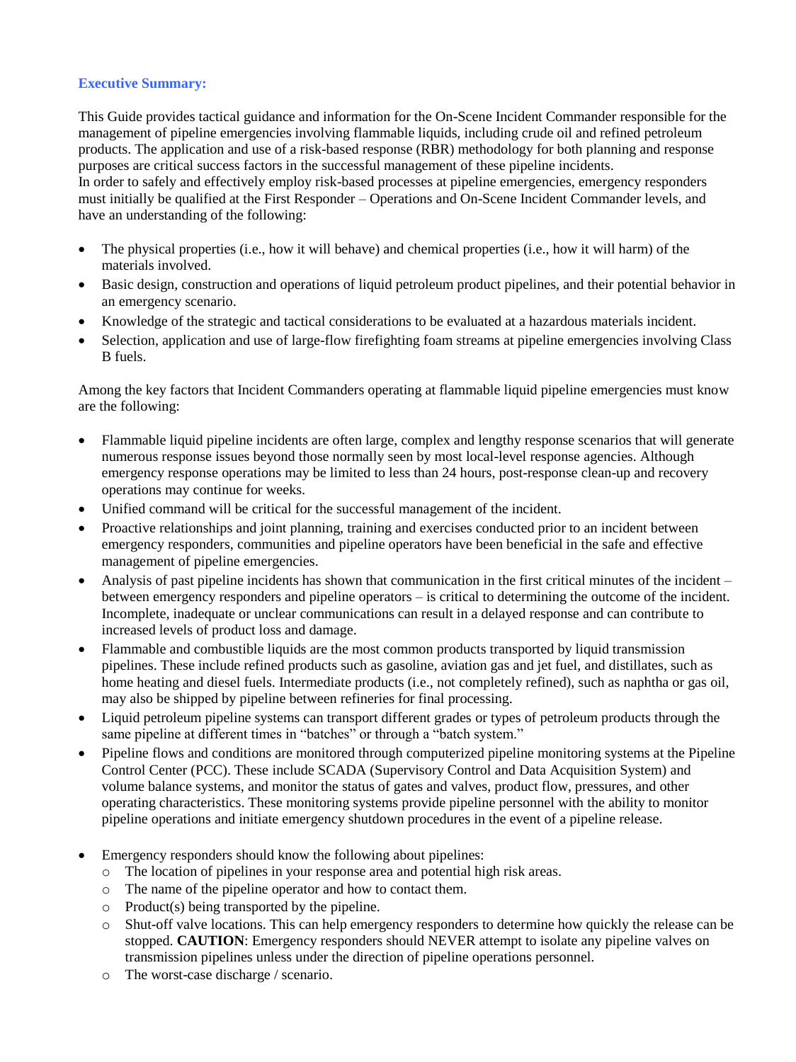## Executive Summary:

This Guide provides tactical guidance and information for the On-Scene Incident Commander responsible for the management of pipeline emergencies involving flammable liquids, including crude oil and refined petroleum products. The application and use of a risk-based response (RBR) methodology for both planning and response purposes are critical success factors in the successful management of these pipeline incidents.
In order to safely and effectively employ risk-based processes at pipeline emergencies, emergency responders must initially be qualified at the First Responder – Operations and On-Scene Incident Commander levels, and have an understanding of the following:

- The physical properties (i.e., how it will behave) and chemical properties (i.e., how it will harm) of the materials involved.
- Basic design, construction and operations of liquid petroleum product pipelines, and their potential behavior in an emergency scenario.
- Knowledge of the strategic and tactical considerations to be evaluated at a hazardous materials incident.
- Selection, application and use of large-flow firefighting foam streams at pipeline emergencies involving Class B fuels.

Among the key factors that Incident Commanders operating at flammable liquid pipeline emergencies must know are the following:

- Flammable liquid pipeline incidents are often large, complex and lengthy response scenarios that will generate numerous response issues beyond those normally seen by most local-level response agencies. Although emergency response operations may be limited to less than 24 hours, post-response clean-up and recovery operations may continue for weeks.
- Unified command will be critical for the successful management of the incident.
- Proactive relationships and joint planning, training and exercises conducted prior to an incident between emergency responders, communities and pipeline operators have been beneficial in the safe and effective management of pipeline emergencies.
- Analysis of past pipeline incidents has shown that communication in the first critical minutes of the incident – between emergency responders and pipeline operators – is critical to determining the outcome of the incident. Incomplete, inadequate or unclear communications can result in a delayed response and can contribute to increased levels of product loss and damage.
- Flammable and combustible liquids are the most common products transported by liquid transmission pipelines. These include refined products such as gasoline, aviation gas and jet fuel, and distillates, such as home heating and diesel fuels. Intermediate products (i.e., not completely refined), such as naphtha or gas oil, may also be shipped by pipeline between refineries for final processing.
- Liquid petroleum pipeline systems can transport different grades or types of petroleum products through the same pipeline at different times in "batches" or through a "batch system."
- Pipeline flows and conditions are monitored through computerized pipeline monitoring systems at the Pipeline Control Center (PCC). These include SCADA (Supervisory Control and Data Acquisition System) and volume balance systems, and monitor the status of gates and valves, product flow, pressures, and other operating characteristics. These monitoring systems provide pipeline personnel with the ability to monitor pipeline operations and initiate emergency shutdown procedures in the event of a pipeline release.

- Emergency responders should know the following about pipelines:
  - The location of pipelines in your response area and potential high risk areas.
  - The name of the pipeline operator and how to contact them.
  - Product(s) being transported by the pipeline.
  - Shut-off valve locations. This can help emergency responders to determine how quickly the release can be stopped. **CAUTION**: Emergency responders should NEVER attempt to isolate any pipeline valves on transmission pipelines unless under the direction of pipeline operations personnel.
  - The worst-case discharge / scenario.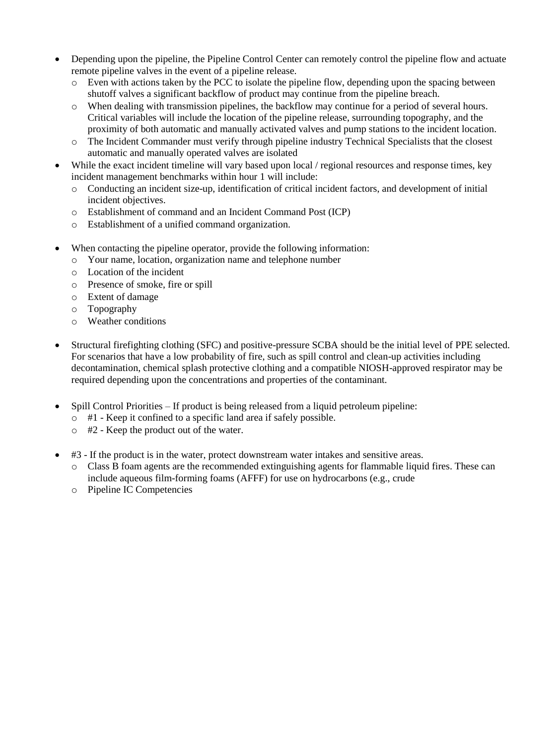- Depending upon the pipeline, the Pipeline Control Center can remotely control the pipeline flow and actuate remote pipeline valves in the event of a pipeline release.
  - Even with actions taken by the PCC to isolate the pipeline flow, depending upon the spacing between shutoff valves a significant backflow of product may continue from the pipeline breach.
  - When dealing with transmission pipelines, the backflow may continue for a period of several hours. Critical variables will include the location of the pipeline release, surrounding topography, and the proximity of both automatic and manually activated valves and pump stations to the incident location.
  - The Incident Commander must verify through pipeline industry Technical Specialists that the closest automatic and manually operated valves are isolated
- While the exact incident timeline will vary based upon local / regional resources and response times, key incident management benchmarks within hour 1 will include:
  - Conducting an incident size-up, identification of critical incident factors, and development of initial incident objectives.
  - Establishment of command and an Incident Command Post (ICP)
  - Establishment of a unified command organization.

- When contacting the pipeline operator, provide the following information:
  - Your name, location, organization name and telephone number
  - Location of the incident
  - Presence of smoke, fire or spill
  - Extent of damage
  - Topography
  - Weather conditions

- Structural firefighting clothing (SFC) and positive-pressure SCBA should be the initial level of PPE selected. For scenarios that have a low probability of fire, such as spill control and clean-up activities including decontamination, chemical splash protective clothing and a compatible NIOSH-approved respirator may be required depending upon the concentrations and properties of the contaminant.

- Spill Control Priorities – If product is being released from a liquid petroleum pipeline:
  - #1 - Keep it confined to a specific land area if safely possible.
  - #2 - Keep the product out of the water.

- #3 - If the product is in the water, protect downstream water intakes and sensitive areas.
  - Class B foam agents are the recommended extinguishing agents for flammable liquid fires. These can include aqueous film-forming foams (AFFF) for use on hydrocarbons (e.g., crude
  - Pipeline IC Competencies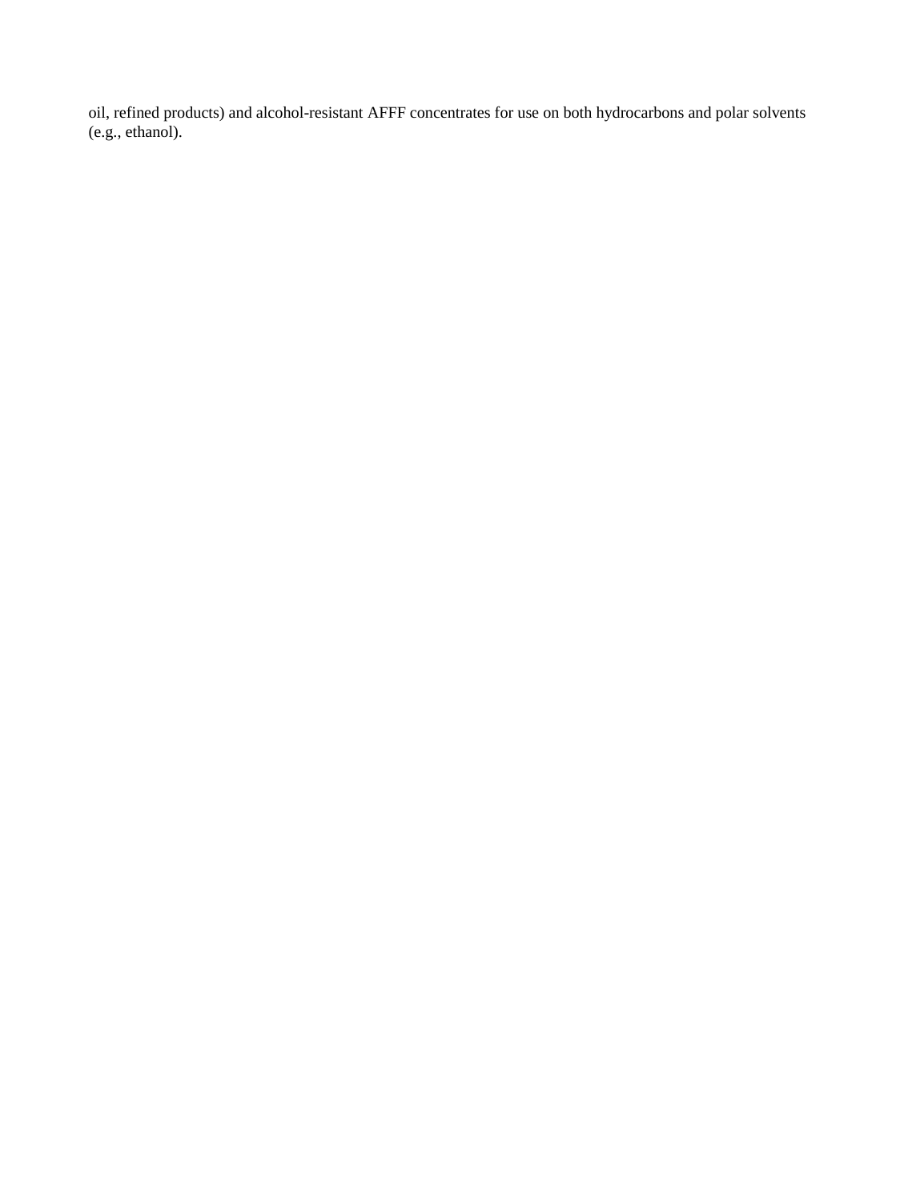oil, refined products) and alcohol-resistant AFFF concentrates for use on both hydrocarbons and polar solvents (e.g., ethanol).